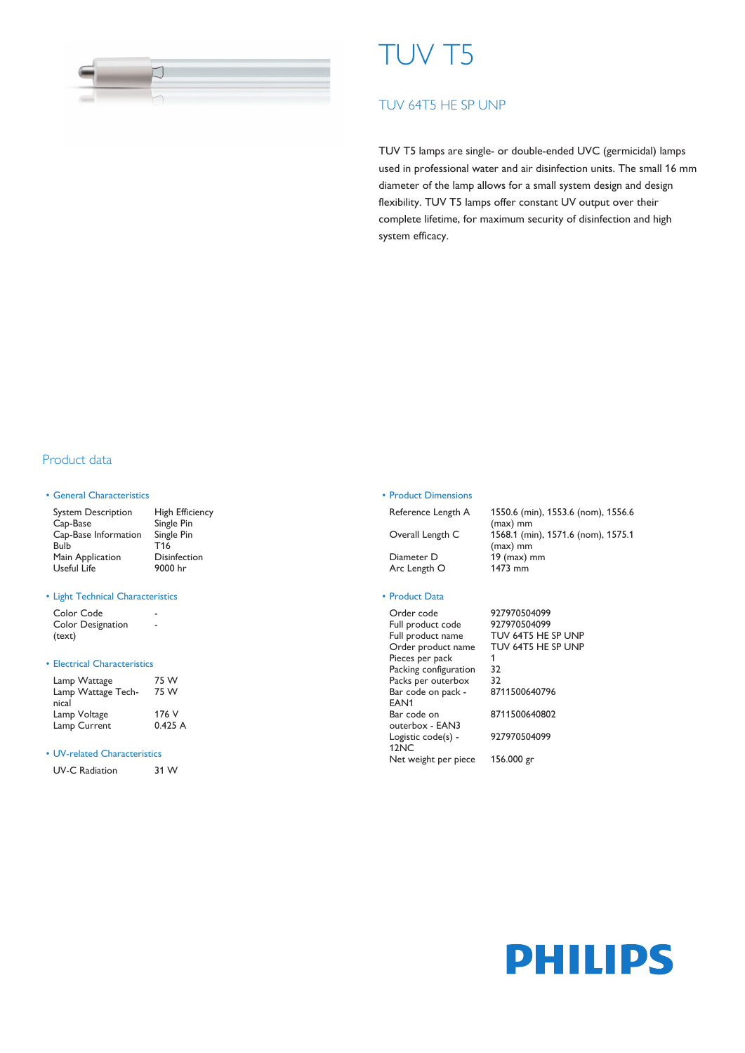# TUV T5

## TUV 64T5 HE SP UNP

TUV T5 lamps are single- or double-ended UVC (germicidal) lamps used in professional water and air disinfection units. The small 16 mm diameter of the lamp allows for a small system design and design flexibility. TUV T5 lamps offer constant UV output over their complete lifetime, for maximum security of disinfection and high system efficacy.

## Product data

### General Characteristics

| | |
|---|---|
| System Description | High Efficiency |
| Cap-Base | Single Pin |
| Cap-Base Information | Single Pin |
| Bulb | T16 |
| Main Application | Disinfection |
| Useful Life | 9000 hr |

### Light Technical Characteristics

| | |
|---|---|
| Color Code | - |
| Color Designation (text) | - |

### Electrical Characteristics

| | |
|---|---|
| Lamp Wattage | 75 W |
| Lamp Wattage Technical | 75 W |
| Lamp Voltage | 176 V |
| Lamp Current | 0.425 A |

### UV-related Characteristics

| | |
|---|---|
| UV-C Radiation | 31 W |

### Product Dimensions

| | |
|---|---|
| Reference Length A | 1550.6 (min), 1553.6 (nom), 1556.6 (max) mm |
| Overall Length C | 1568.1 (min), 1571.6 (nom), 1575.1 (max) mm |
| Diameter D | 19 (max) mm |
| Arc Length O | 1473 mm |

### Product Data

| | |
|---|---|
| Order code | 927970504099 |
| Full product code | 927970504099 |
| Full product name | TUV 64T5 HE SP UNP |
| Order product name | TUV 64T5 HE SP UNP |
| Pieces per pack | 1 |
| Packing configuration | 32 |
| Packs per outerbox | 32 |
| Bar code on pack - EAN1 | 8711500640796 |
| Bar code on outerbox - EAN3 | 8711500640802 |
| Logistic code(s) - 12NC | 927970504099 |
| Net weight per piece | 156.000 gr |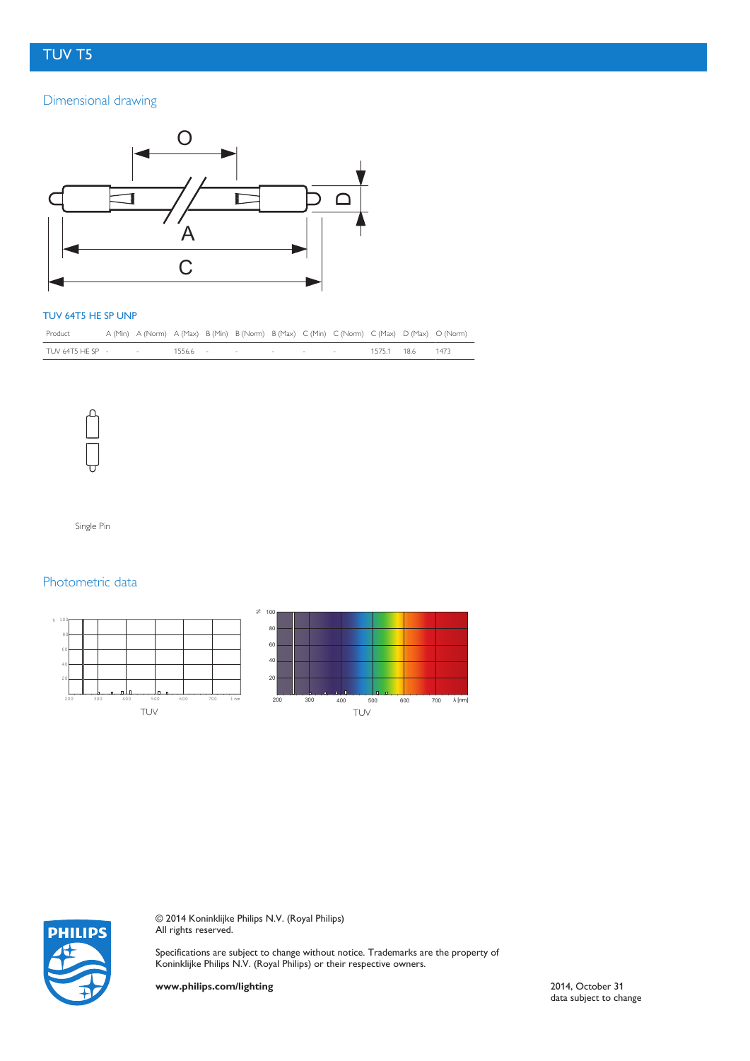## Dimensional drawing

O

D

A

C

### TUV 64T5 HE SP UNP

| Product | A (Min) | A (Norm) | A (Max) | B (Min) | B (Norm) | B (Max) | C (Min) | C (Norm) | C (Max) | D (Max) | O (Norm) |
|---|---|---|---|---|---|---|---|---|---|---|---|
| TUV 64T5 HE SP | - | - | 1556.6 | - | - | - | - | - | 1575.1 | 18.6 | 1473 |

Single Pin

## Photometric data

% 100
80
60
40
20
200 300 400 500 600 700 λ nm

TUV

% 100
80
60
40
20
200 300 400 500 600 700 λ [nm]

TUV

© 2014 Koninklijke Philips N.V. (Royal Philips)
All rights reserved.

Specifications are subject to change without notice. Trademarks are the property of Koninklijke Philips N.V. (Royal Philips) or their respective owners.

**www.philips.com/lighting**

2014, October 31
data subject to change